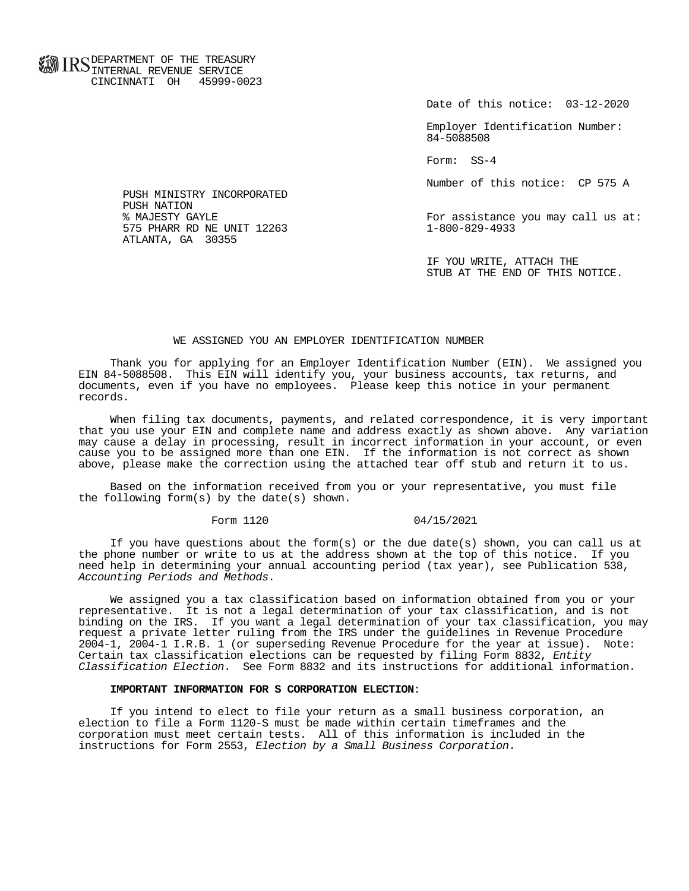IRS DEPARTMENT OF THE TREASURY
INTERNAL REVENUE SERVICE
CINCINNATI OH 45999-0023

Date of this notice: 03-12-2020

Employer Identification Number:
84-5088508

Form: SS-4

Number of this notice: CP 575 A

PUSH MINISTRY INCORPORATED
PUSH NATION
% MAJESTY GAYLE
575 PHARR RD NE UNIT 12263
ATLANTA, GA 30355

For assistance you may call us at:
1-800-829-4933

IF YOU WRITE, ATTACH THE
STUB AT THE END OF THIS NOTICE.

## WE ASSIGNED YOU AN EMPLOYER IDENTIFICATION NUMBER

Thank you for applying for an Employer Identification Number (EIN). We assigned you EIN 84-5088508. This EIN will identify you, your business accounts, tax returns, and documents, even if you have no employees. Please keep this notice in your permanent records.

When filing tax documents, payments, and related correspondence, it is very important that you use your EIN and complete name and address exactly as shown above. Any variation may cause a delay in processing, result in incorrect information in your account, or even cause you to be assigned more than one EIN. If the information is not correct as shown above, please make the correction using the attached tear off stub and return it to us.

Based on the information received from you or your representative, you must file the following form(s) by the date(s) shown.

Form 1120 04/15/2021

If you have questions about the form(s) or the due date(s) shown, you can call us at the phone number or write to us at the address shown at the top of this notice. If you need help in determining your annual accounting period (tax year), see Publication 538, *Accounting Periods and Methods*.

We assigned you a tax classification based on information obtained from you or your representative. It is not a legal determination of your tax classification, and is not binding on the IRS. If you want a legal determination of your tax classification, you may request a private letter ruling from the IRS under the guidelines in Revenue Procedure 2004-1, 2004-1 I.R.B. 1 (or superseding Revenue Procedure for the year at issue). Note: Certain tax classification elections can be requested by filing Form 8832, *Entity Classification Election*. See Form 8832 and its instructions for additional information.

**IMPORTANT INFORMATION FOR S CORPORATION ELECTION**:

If you intend to elect to file your return as a small business corporation, an election to file a Form 1120-S must be made within certain timeframes and the corporation must meet certain tests. All of this information is included in the instructions for Form 2553, *Election by a Small Business Corporation*.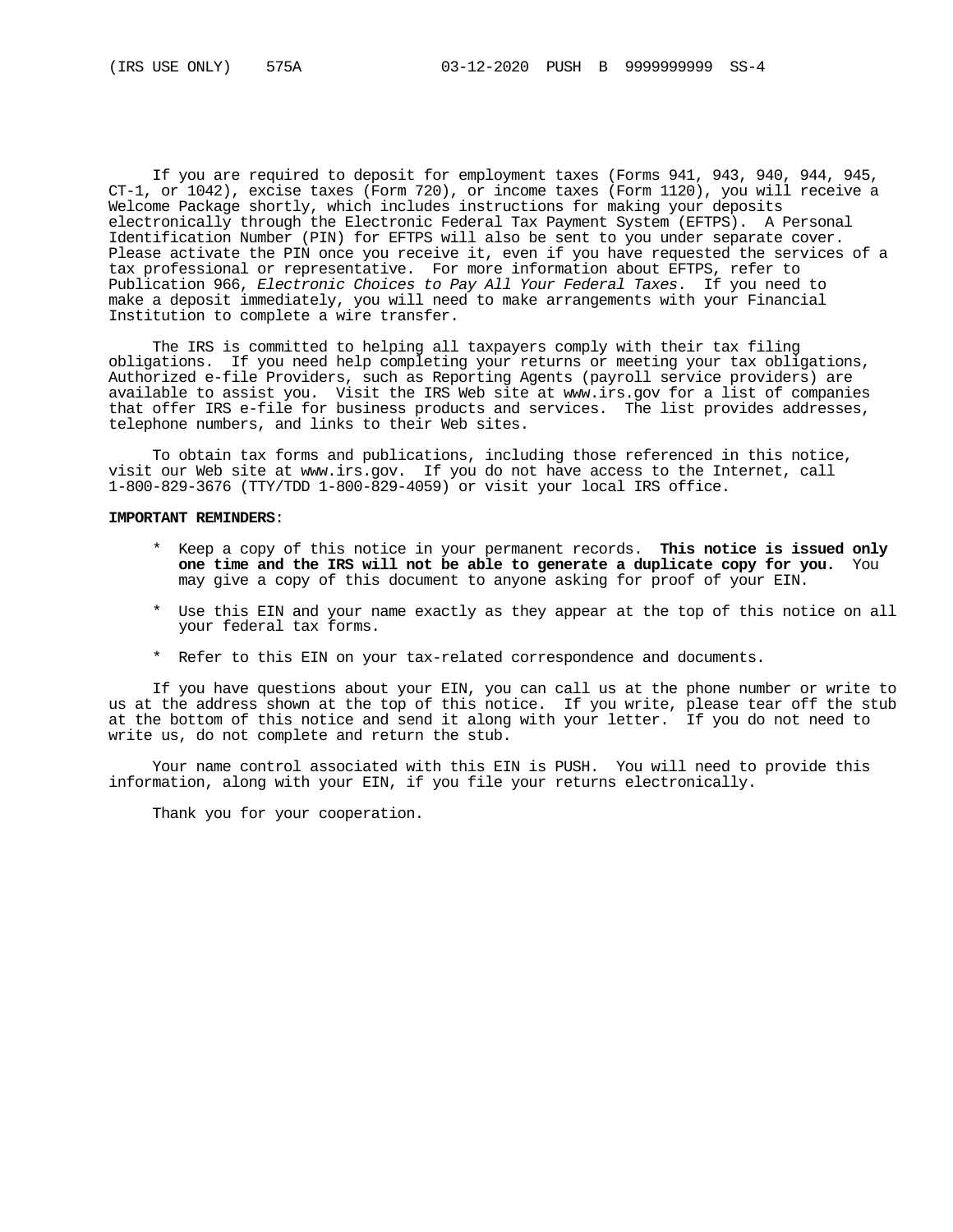If you are required to deposit for employment taxes (Forms 941, 943, 940, 944, 945, CT-1, or 1042), excise taxes (Form 720), or income taxes (Form 1120), you will receive a Welcome Package shortly, which includes instructions for making your deposits electronically through the Electronic Federal Tax Payment System (EFTPS). A Personal Identification Number (PIN) for EFTPS will also be sent to you under separate cover. Please activate the PIN once you receive it, even if you have requested the services of a tax professional or representative. For more information about EFTPS, refer to Publication 966, *Electronic Choices to Pay All Your Federal Taxes*. If you need to make a deposit immediately, you will need to make arrangements with your Financial Institution to complete a wire transfer.

The IRS is committed to helping all taxpayers comply with their tax filing obligations. If you need help completing your returns or meeting your tax obligations, Authorized e-file Providers, such as Reporting Agents (payroll service providers) are available to assist you. Visit the IRS Web site at www.irs.gov for a list of companies that offer IRS e-file for business products and services. The list provides addresses, telephone numbers, and links to their Web sites.

To obtain tax forms and publications, including those referenced in this notice, visit our Web site at www.irs.gov. If you do not have access to the Internet, call 1-800-829-3676 (TTY/TDD 1-800-829-4059) or visit your local IRS office.

**IMPORTANT REMINDERS**:

* Keep a copy of this notice in your permanent records. **This notice is issued only one time and the IRS will not be able to generate a duplicate copy for you.** You may give a copy of this document to anyone asking for proof of your EIN.

* Use this EIN and your name exactly as they appear at the top of this notice on all your federal tax forms.

* Refer to this EIN on your tax-related correspondence and documents.

If you have questions about your EIN, you can call us at the phone number or write to us at the address shown at the top of this notice. If you write, please tear off the stub at the bottom of this notice and send it along with your letter. If you do not need to write us, do not complete and return the stub.

Your name control associated with this EIN is PUSH. You will need to provide this information, along with your EIN, if you file your returns electronically.

Thank you for your cooperation.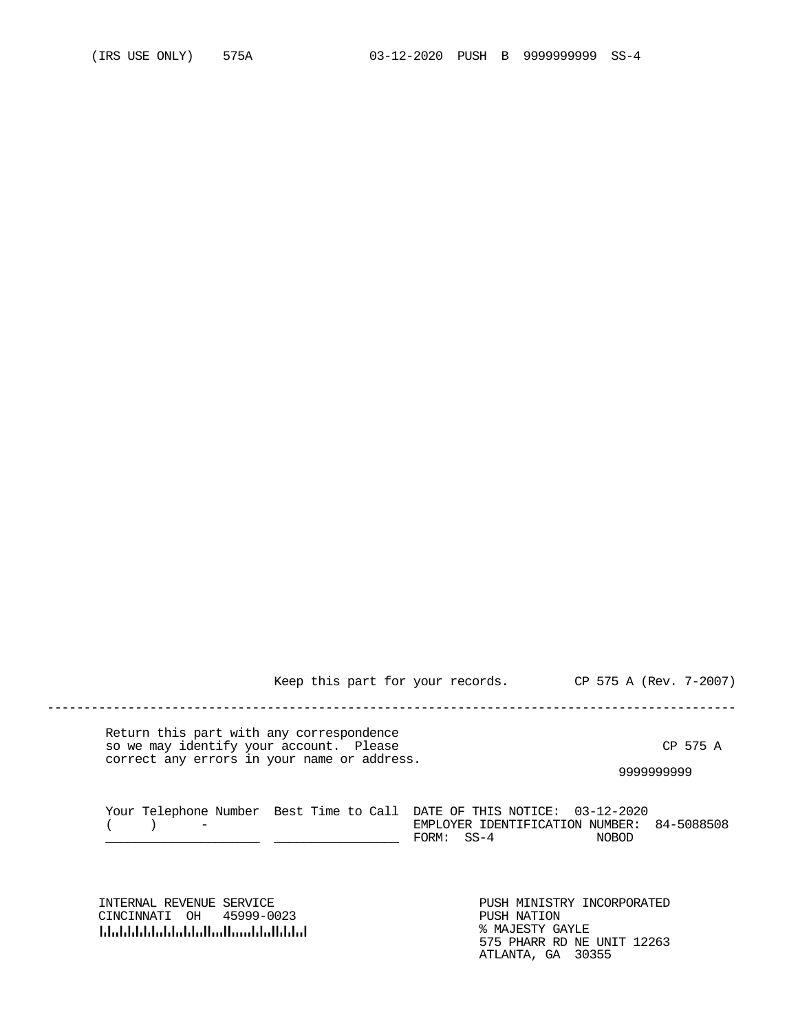(IRS USE ONLY) 575A 03-12-2020 PUSH B 9999999999 SS-4

Keep this part for your records. CP 575 A (Rev. 7-2007)

---

Return this part with any correspondence so we may identify your account. Please correct any errors in your name or address.

CP 575 A

9999999999

| Your Telephone Number | Best Time to Call | |
|---|---|---|
| ( ) - | | DATE OF THIS NOTICE: 03-12-2020 |
| ____________________ | ________________ | EMPLOYER IDENTIFICATION NUMBER: 84-5088508 |
| | | FORM: SS-4 NOBOD |

INTERNAL REVENUE SERVICE
CINCINNATI OH 45999-0023

PUSH MINISTRY INCORPORATED
PUSH NATION
% MAJESTY GAYLE
575 PHARR RD NE UNIT 12263
ATLANTA, GA 30355